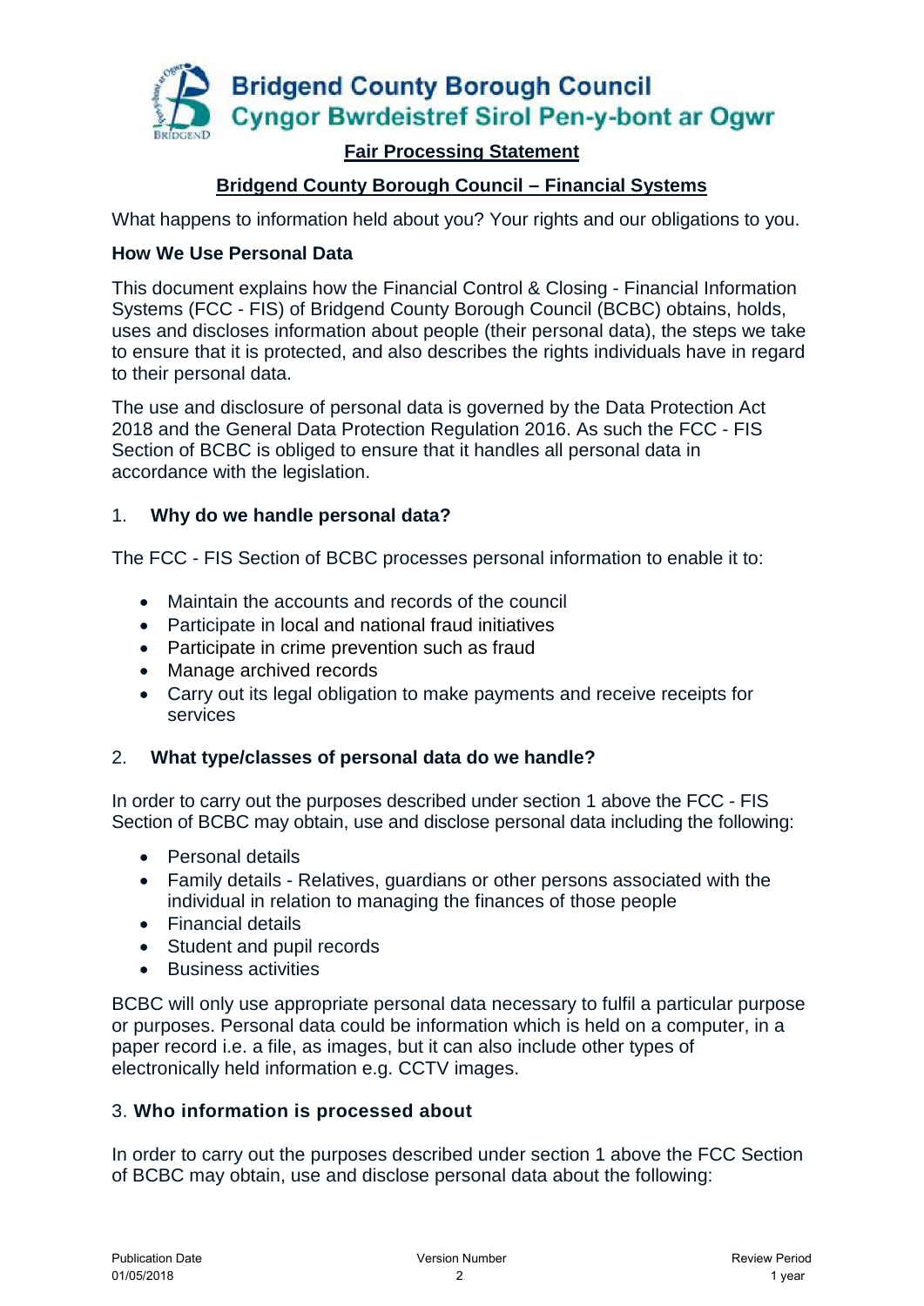**Bridgend County Borough Council**
**Cyngor Bwrdeistref Sirol Pen-y-bont ar Ogwr**

# Fair Processing Statement

## Bridgend County Borough Council – Financial Systems

What happens to information held about you? Your rights and our obligations to you.

### How We Use Personal Data

This document explains how the Financial Control & Closing - Financial Information Systems (FCC - FIS) of Bridgend County Borough Council (BCBC) obtains, holds, uses and discloses information about people (their personal data), the steps we take to ensure that it is protected, and also describes the rights individuals have in regard to their personal data.

The use and disclosure of personal data is governed by the Data Protection Act 2018 and the General Data Protection Regulation 2016. As such the FCC - FIS Section of BCBC is obliged to ensure that it handles all personal data in accordance with the legislation.

### 1. Why do we handle personal data?

The FCC - FIS Section of BCBC processes personal information to enable it to:

- Maintain the accounts and records of the council
- Participate in local and national fraud initiatives
- Participate in crime prevention such as fraud
- Manage archived records
- Carry out its legal obligation to make payments and receive receipts for services

### 2. What type/classes of personal data do we handle?

In order to carry out the purposes described under section 1 above the FCC - FIS Section of BCBC may obtain, use and disclose personal data including the following:

- Personal details
- Family details - Relatives, guardians or other persons associated with the individual in relation to managing the finances of those people
- Financial details
- Student and pupil records
- Business activities

BCBC will only use appropriate personal data necessary to fulfil a particular purpose or purposes. Personal data could be information which is held on a computer, in a paper record i.e. a file, as images, but it can also include other types of electronically held information e.g. CCTV images.

### 3. Who information is processed about

In order to carry out the purposes described under section 1 above the FCC Section of BCBC may obtain, use and disclose personal data about the following:

| Publication Date | Version Number | Review Period |
|---|---|---|
| 01/05/2018 | 2 | 1 year |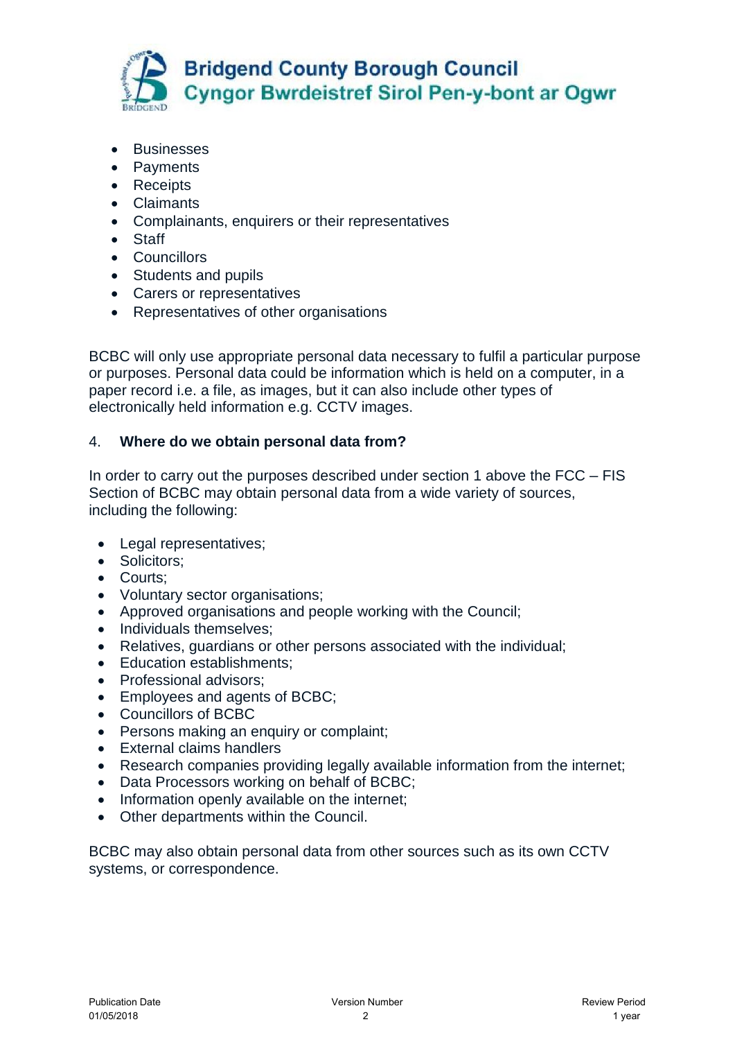- Businesses
- Payments
- Receipts
- Claimants
- Complainants, enquirers or their representatives
- Staff
- Councillors
- Students and pupils
- Carers or representatives
- Representatives of other organisations

BCBC will only use appropriate personal data necessary to fulfil a particular purpose or purposes. Personal data could be information which is held on a computer, in a paper record i.e. a file, as images, but it can also include other types of electronically held information e.g. CCTV images.

## 4. Where do we obtain personal data from?

In order to carry out the purposes described under section 1 above the FCC – FIS Section of BCBC may obtain personal data from a wide variety of sources, including the following:

- Legal representatives;
- Solicitors;
- Courts;
- Voluntary sector organisations;
- Approved organisations and people working with the Council;
- Individuals themselves;
- Relatives, guardians or other persons associated with the individual;
- Education establishments;
- Professional advisors;
- Employees and agents of BCBC;
- Councillors of BCBC
- Persons making an enquiry or complaint;
- External claims handlers
- Research companies providing legally available information from the internet;
- Data Processors working on behalf of BCBC;
- Information openly available on the internet;
- Other departments within the Council.

BCBC may also obtain personal data from other sources such as its own CCTV systems, or correspondence.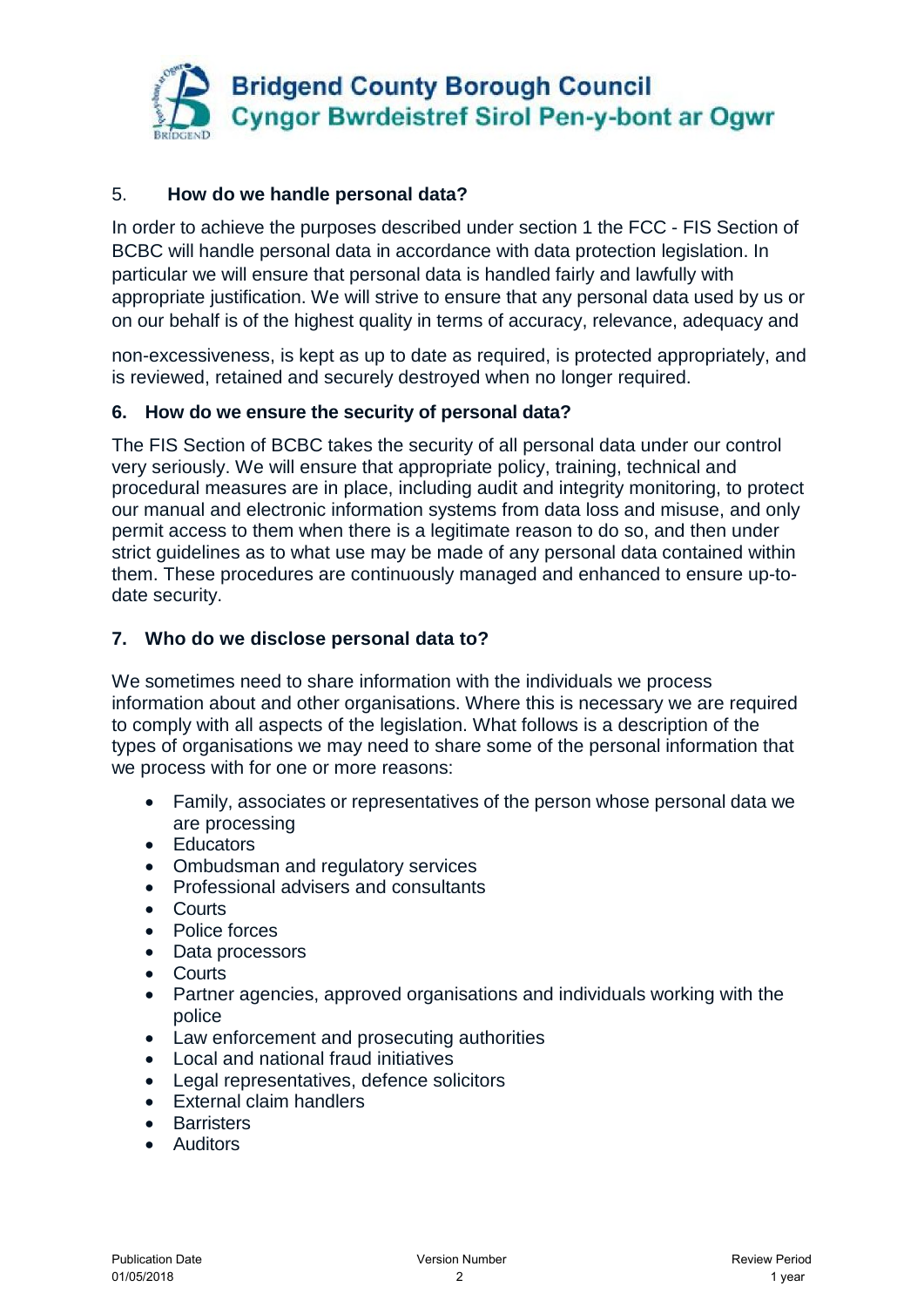## 5. How do we handle personal data?

In order to achieve the purposes described under section 1 the FCC - FIS Section of BCBC will handle personal data in accordance with data protection legislation. In particular we will ensure that personal data is handled fairly and lawfully with appropriate justification. We will strive to ensure that any personal data used by us or on our behalf is of the highest quality in terms of accuracy, relevance, adequacy and non-excessiveness, is kept as up to date as required, is protected appropriately, and is reviewed, retained and securely destroyed when no longer required.

## 6. How do we ensure the security of personal data?

The FIS Section of BCBC takes the security of all personal data under our control very seriously. We will ensure that appropriate policy, training, technical and procedural measures are in place, including audit and integrity monitoring, to protect our manual and electronic information systems from data loss and misuse, and only permit access to them when there is a legitimate reason to do so, and then under strict guidelines as to what use may be made of any personal data contained within them. These procedures are continuously managed and enhanced to ensure up-to-date security.

## 7. Who do we disclose personal data to?

We sometimes need to share information with the individuals we process information about and other organisations. Where this is necessary we are required to comply with all aspects of the legislation. What follows is a description of the types of organisations we may need to share some of the personal information that we process with for one or more reasons:

- Family, associates or representatives of the person whose personal data we are processing
- Educators
- Ombudsman and regulatory services
- Professional advisers and consultants
- Courts
- Police forces
- Data processors
- Courts
- Partner agencies, approved organisations and individuals working with the police
- Law enforcement and prosecuting authorities
- Local and national fraud initiatives
- Legal representatives, defence solicitors
- External claim handlers
- Barristers
- Auditors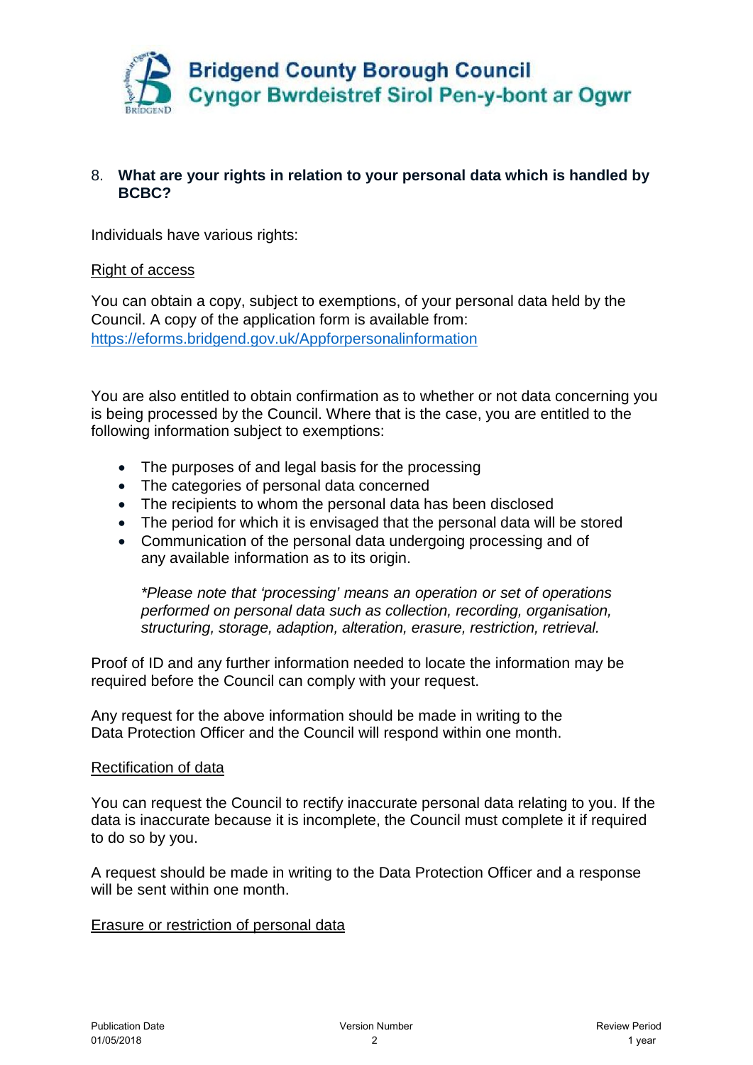## 8. What are your rights in relation to your personal data which is handled by BCBC?

Individuals have various rights:

Right of access

You can obtain a copy, subject to exemptions, of your personal data held by the Council. A copy of the application form is available from: [https://eforms.bridgend.gov.uk/Appforpersonalinformation](https://eforms.bridgend.gov.uk/Appforpersonalinformation)

You are also entitled to obtain confirmation as to whether or not data concerning you is being processed by the Council. Where that is the case, you are entitled to the following information subject to exemptions:

- The purposes of and legal basis for the processing
- The categories of personal data concerned
- The recipients to whom the personal data has been disclosed
- The period for which it is envisaged that the personal data will be stored
- Communication of the personal data undergoing processing and of any available information as to its origin.

  *\*Please note that 'processing' means an operation or set of operations performed on personal data such as collection, recording, organisation, structuring, storage, adaption, alteration, erasure, restriction, retrieval.*

Proof of ID and any further information needed to locate the information may be required before the Council can comply with your request.

Any request for the above information should be made in writing to the Data Protection Officer and the Council will respond within one month.

Rectification of data

You can request the Council to rectify inaccurate personal data relating to you. If the data is inaccurate because it is incomplete, the Council must complete it if required to do so by you.

A request should be made in writing to the Data Protection Officer and a response will be sent within one month.

Erasure or restriction of personal data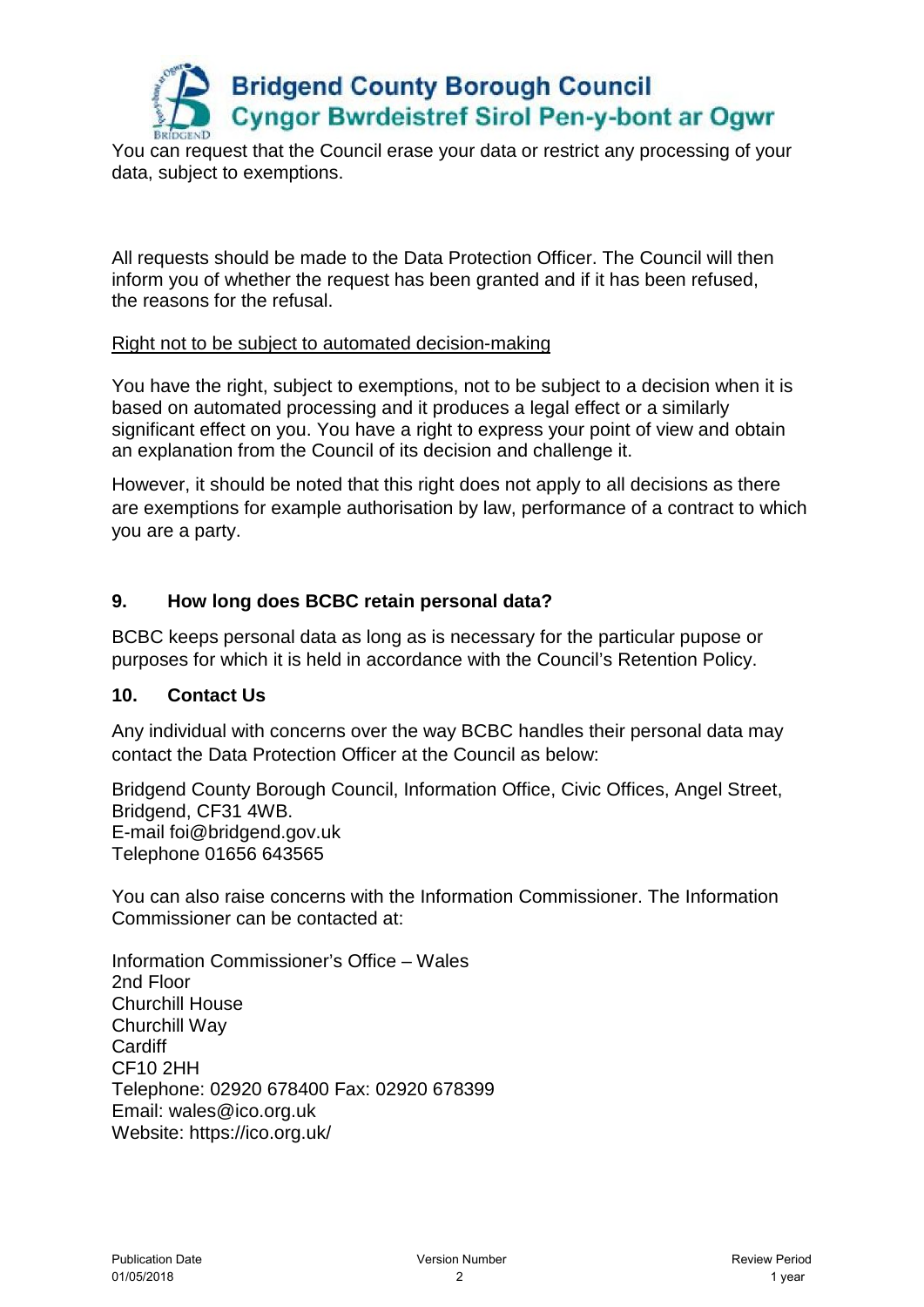You can request that the Council erase your data or restrict any processing of your data, subject to exemptions.

All requests should be made to the Data Protection Officer. The Council will then inform you of whether the request has been granted and if it has been refused, the reasons for the refusal.

Right not to be subject to automated decision-making

You have the right, subject to exemptions, not to be subject to a decision when it is based on automated processing and it produces a legal effect or a similarly significant effect on you. You have a right to express your point of view and obtain an explanation from the Council of its decision and challenge it.

However, it should be noted that this right does not apply to all decisions as there are exemptions for example authorisation by law, performance of a contract to which you are a party.

## 9. How long does BCBC retain personal data?

BCBC keeps personal data as long as is necessary for the particular pupose or purposes for which it is held in accordance with the Council's Retention Policy.

## 10. Contact Us

Any individual with concerns over the way BCBC handles their personal data may contact the Data Protection Officer at the Council as below:

Bridgend County Borough Council, Information Office, Civic Offices, Angel Street, Bridgend, CF31 4WB.
E-mail foi@bridgend.gov.uk
Telephone 01656 643565

You can also raise concerns with the Information Commissioner. The Information Commissioner can be contacted at:

Information Commissioner's Office – Wales
2nd Floor
Churchill House
Churchill Way
Cardiff
CF10 2HH
Telephone: 02920 678400 Fax: 02920 678399
Email: wales@ico.org.uk
Website: https://ico.org.uk/

| Publication Date | Version Number | Review Period |
|---|---|---|
| 01/05/2018 | 2 | 1 year |